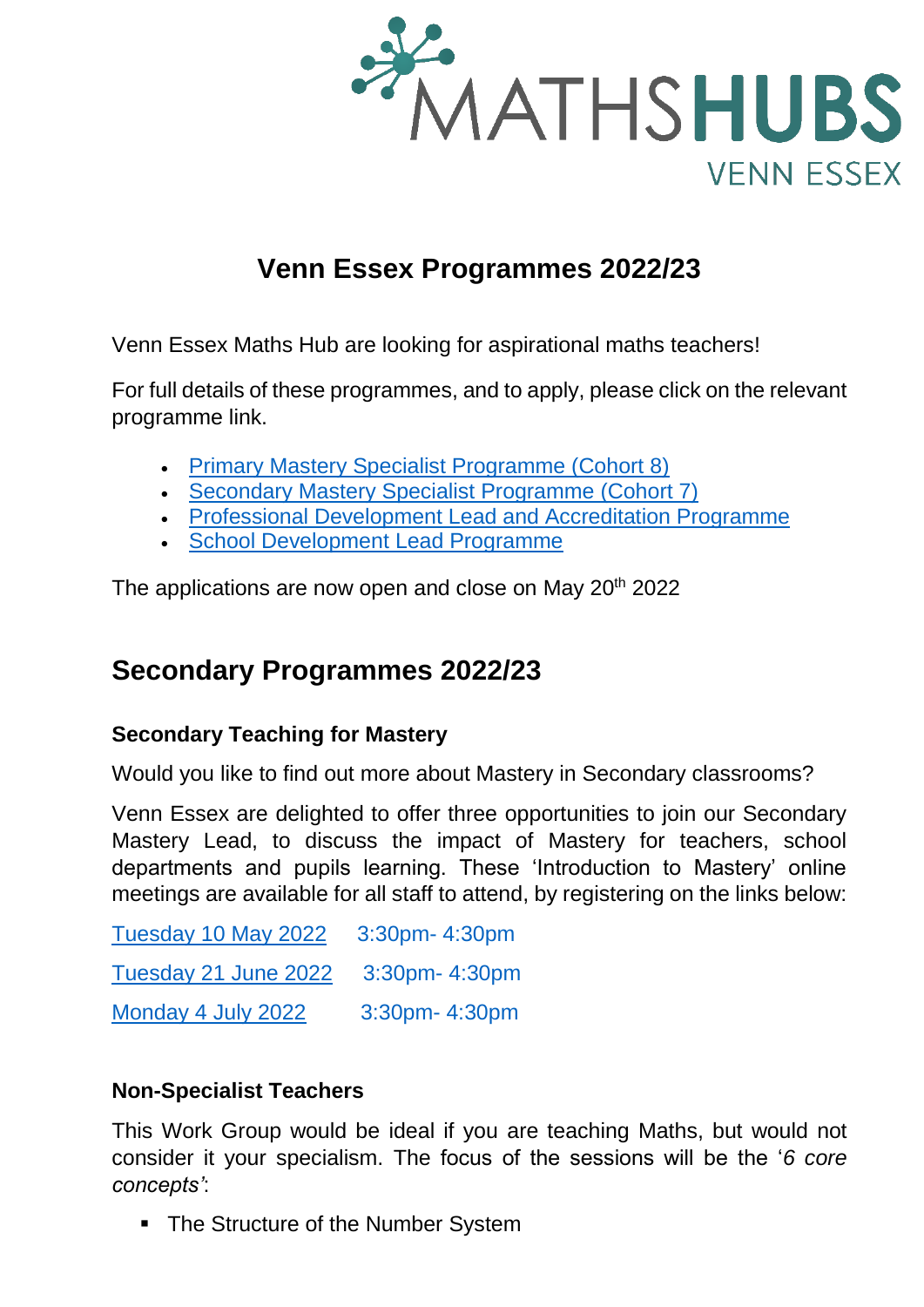MATHSHUBS
VENN ESSEX

# Venn Essex Programmes 2022/23

Venn Essex Maths Hub are looking for aspirational maths teachers!

For full details of these programmes, and to apply, please click on the relevant programme link.

- Primary Mastery Specialist Programme (Cohort 8)
- Secondary Mastery Specialist Programme (Cohort 7)
- Professional Development Lead and Accreditation Programme
- School Development Lead Programme

The applications are now open and close on May 20th 2022

## Secondary Programmes 2022/23

### Secondary Teaching for Mastery

Would you like to find out more about Mastery in Secondary classrooms?

Venn Essex are delighted to offer three opportunities to join our Secondary Mastery Lead, to discuss the impact of Mastery for teachers, school departments and pupils learning. These 'Introduction to Mastery' online meetings are available for all staff to attend, by registering on the links below:

Tuesday 10 May 2022 3:30pm- 4:30pm

Tuesday 21 June 2022 3:30pm- 4:30pm

Monday 4 July 2022 3:30pm- 4:30pm

### Non-Specialist Teachers

This Work Group would be ideal if you are teaching Maths, but would not consider it your specialism. The focus of the sessions will be the '*6 core concepts'*:

- The Structure of the Number System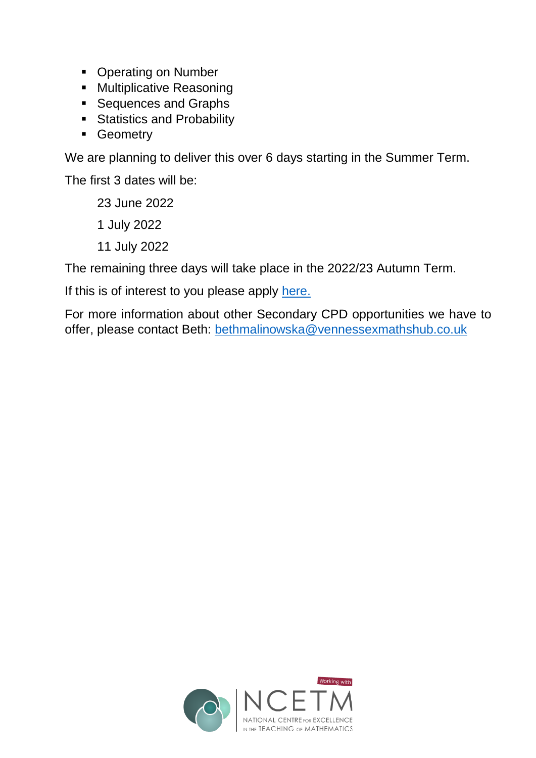- Operating on Number
- Multiplicative Reasoning
- Sequences and Graphs
- Statistics and Probability
- Geometry

We are planning to deliver this over 6 days starting in the Summer Term.

The first 3 dates will be:

23 June 2022

1 July 2022

11 July 2022

The remaining three days will take place in the 2022/23 Autumn Term.

If this is of interest to you please apply here.

For more information about other Secondary CPD opportunities we have to offer, please contact Beth: bethmalinowska@vennessexmathshub.co.uk